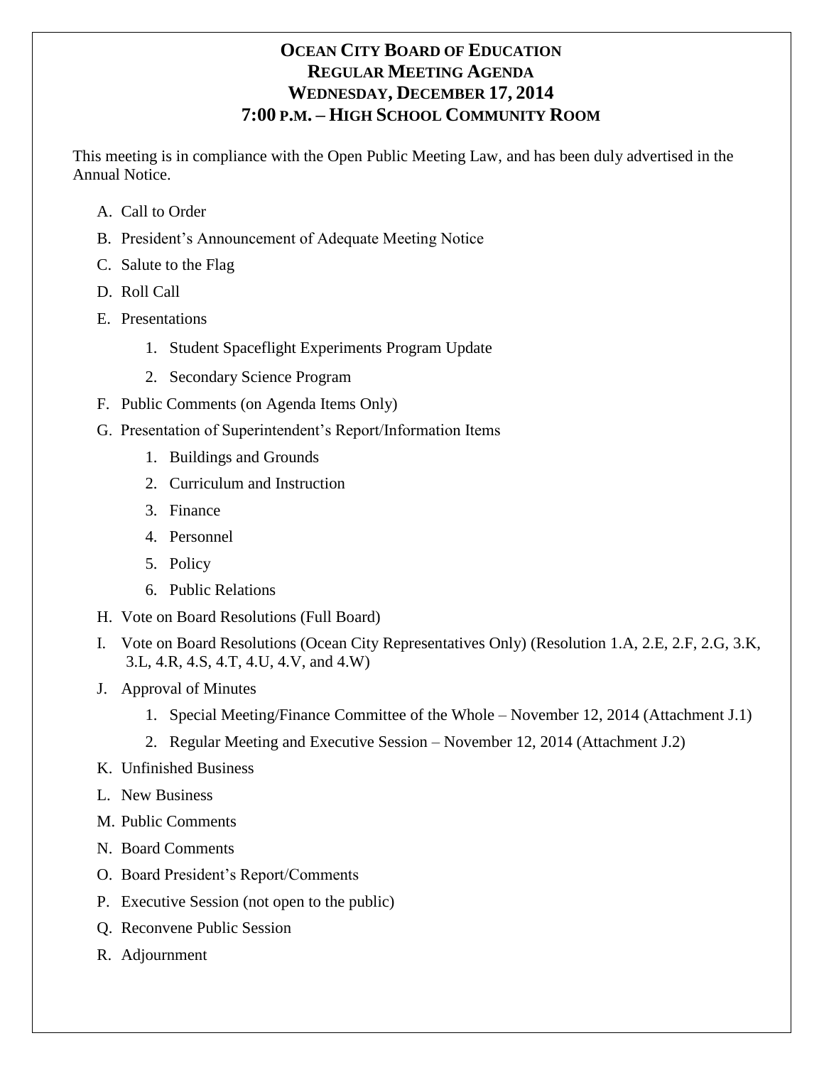# OCEAN CITY BOARD OF EDUCATION
## REGULAR MEETING AGENDA
## WEDNESDAY, DECEMBER 17, 2014
## 7:00 P.M. – HIGH SCHOOL COMMUNITY ROOM

This meeting is in compliance with the Open Public Meeting Law, and has been duly advertised in the Annual Notice.

A. Call to Order

B. President's Announcement of Adequate Meeting Notice

C. Salute to the Flag

D. Roll Call

E. Presentations

  1. Student Spaceflight Experiments Program Update
  2. Secondary Science Program

F. Public Comments (on Agenda Items Only)

G. Presentation of Superintendent's Report/Information Items

  1. Buildings and Grounds
  2. Curriculum and Instruction
  3. Finance
  4. Personnel
  5. Policy
  6. Public Relations

H. Vote on Board Resolutions (Full Board)

I. Vote on Board Resolutions (Ocean City Representatives Only) (Resolution 1.A, 2.E, 2.F, 2.G, 3.K, 3.L, 4.R, 4.S, 4.T, 4.U, 4.V, and 4.W)

J. Approval of Minutes

  1. Special Meeting/Finance Committee of the Whole – November 12, 2014 (Attachment J.1)
  2. Regular Meeting and Executive Session – November 12, 2014 (Attachment J.2)

K. Unfinished Business

L. New Business

M. Public Comments

N. Board Comments

O. Board President's Report/Comments

P. Executive Session (not open to the public)

Q. Reconvene Public Session

R. Adjournment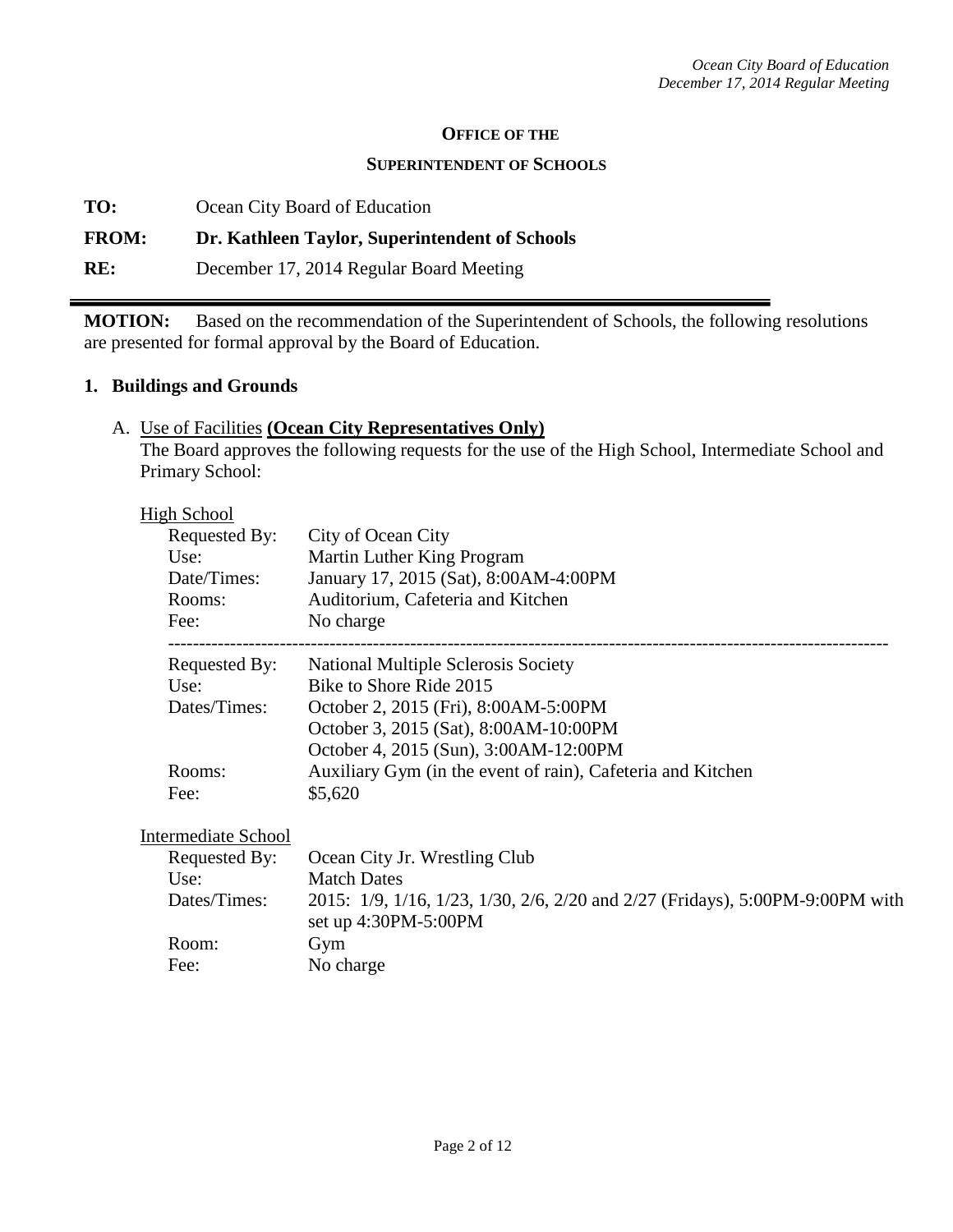**OFFICE OF THE**

**SUPERINTENDENT OF SCHOOLS**

**TO:** Ocean City Board of Education

**FROM: Dr. Kathleen Taylor, Superintendent of Schools**

**RE:** December 17, 2014 Regular Board Meeting

---

**MOTION:** Based on the recommendation of the Superintendent of Schools, the following resolutions are presented for formal approval by the Board of Education.

## 1. Buildings and Grounds

A. Use of Facilities **(Ocean City Representatives Only)**
The Board approves the following requests for the use of the High School, Intermediate School and Primary School:

High School

| | |
|---|---|
| Requested By: | City of Ocean City |
| Use: | Martin Luther King Program |
| Date/Times: | January 17, 2015 (Sat), 8:00AM-4:00PM |
| Rooms: | Auditorium, Cafeteria and Kitchen |
| Fee: | No charge |

---

| | |
|---|---|
| Requested By: | National Multiple Sclerosis Society |
| Use: | Bike to Shore Ride 2015 |
| Dates/Times: | October 2, 2015 (Fri), 8:00AM-5:00PM<br>October 3, 2015 (Sat), 8:00AM-10:00PM<br>October 4, 2015 (Sun), 3:00AM-12:00PM |
| Rooms: | Auxiliary Gym (in the event of rain), Cafeteria and Kitchen |
| Fee: | $5,620 |

Intermediate School

| | |
|---|---|
| Requested By: | Ocean City Jr. Wrestling Club |
| Use: | Match Dates |
| Dates/Times: | 2015: 1/9, 1/16, 1/23, 1/30, 2/6, 2/20 and 2/27 (Fridays), 5:00PM-9:00PM with set up 4:30PM-5:00PM |
| Room: | Gym |
| Fee: | No charge |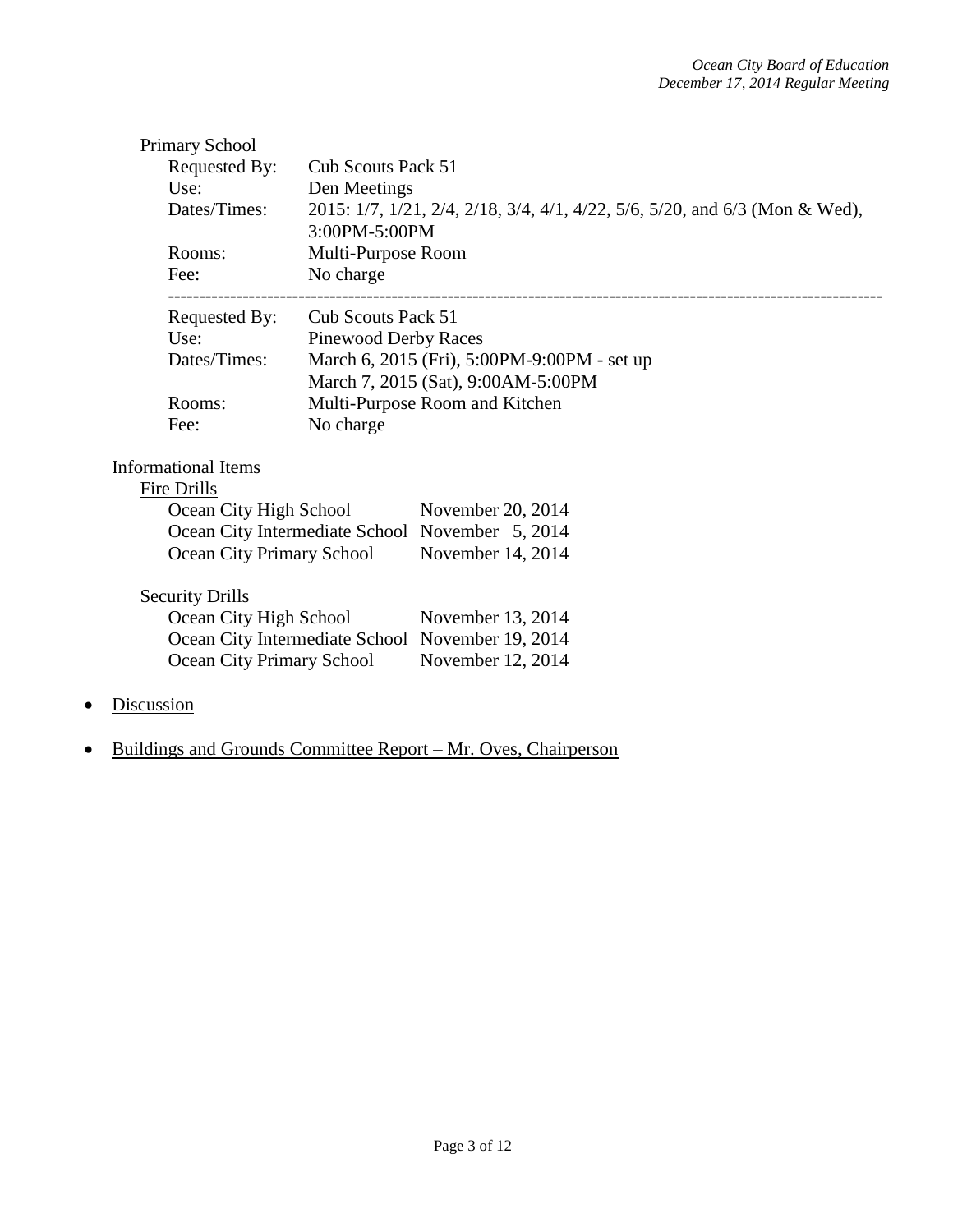Primary School

Requested By: Cub Scouts Pack 51
Use: Den Meetings
Dates/Times: 2015: 1/7, 1/21, 2/4, 2/18, 3/4, 4/1, 4/22, 5/6, 5/20, and 6/3 (Mon & Wed), 3:00PM-5:00PM
Rooms: Multi-Purpose Room
Fee: No charge

---

Requested By: Cub Scouts Pack 51
Use: Pinewood Derby Races
Dates/Times: March 6, 2015 (Fri), 5:00PM-9:00PM - set up
March 7, 2015 (Sat), 9:00AM-5:00PM
Rooms: Multi-Purpose Room and Kitchen
Fee: No charge

Informational Items

Fire Drills

| | |
|---|---|
| Ocean City High School | November 20, 2014 |
| Ocean City Intermediate School | November 5, 2014 |
| Ocean City Primary School | November 14, 2014 |

Security Drills

| | |
|---|---|
| Ocean City High School | November 13, 2014 |
| Ocean City Intermediate School | November 19, 2014 |
| Ocean City Primary School | November 12, 2014 |

- Discussion

- Buildings and Grounds Committee Report – Mr. Oves, Chairperson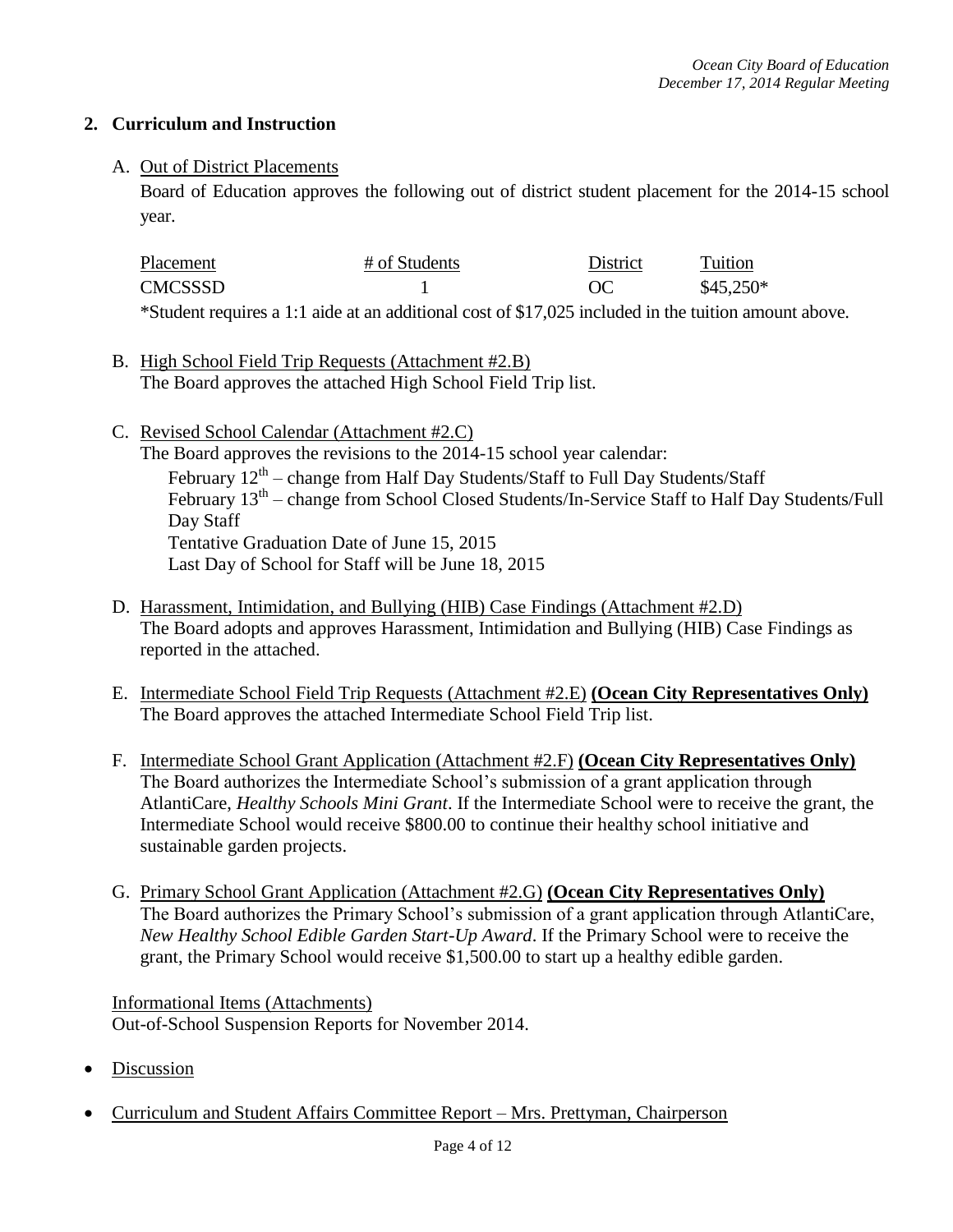## 2. Curriculum and Instruction

A. Out of District Placements

Board of Education approves the following out of district student placement for the 2014-15 school year.

| Placement | # of Students | District | Tuition |
|---|---|---|---|
| CMCSSSD | 1 | OC | $45,250* |

*Student requires a 1:1 aide at an additional cost of $17,025 included in the tuition amount above.

B. High School Field Trip Requests (Attachment #2.B)
The Board approves the attached High School Field Trip list.

C. Revised School Calendar (Attachment #2.C)
The Board approves the revisions to the 2014-15 school year calendar:
February 12th – change from Half Day Students/Staff to Full Day Students/Staff
February 13th – change from School Closed Students/In-Service Staff to Half Day Students/Full Day Staff
Tentative Graduation Date of June 15, 2015
Last Day of School for Staff will be June 18, 2015

D. Harassment, Intimidation, and Bullying (HIB) Case Findings (Attachment #2.D)
The Board adopts and approves Harassment, Intimidation and Bullying (HIB) Case Findings as reported in the attached.

E. Intermediate School Field Trip Requests (Attachment #2.E) **(Ocean City Representatives Only)**
The Board approves the attached Intermediate School Field Trip list.

F. Intermediate School Grant Application (Attachment #2.F) **(Ocean City Representatives Only)**
The Board authorizes the Intermediate School's submission of a grant application through AtlantiCare, *Healthy Schools Mini Grant*. If the Intermediate School were to receive the grant, the Intermediate School would receive $800.00 to continue their healthy school initiative and sustainable garden projects.

G. Primary School Grant Application (Attachment #2.G) **(Ocean City Representatives Only)**
The Board authorizes the Primary School's submission of a grant application through AtlantiCare, *New Healthy School Edible Garden Start-Up Award*. If the Primary School were to receive the grant, the Primary School would receive $1,500.00 to start up a healthy edible garden.

Informational Items (Attachments)
Out-of-School Suspension Reports for November 2014.

- Discussion
- Curriculum and Student Affairs Committee Report – Mrs. Prettyman, Chairperson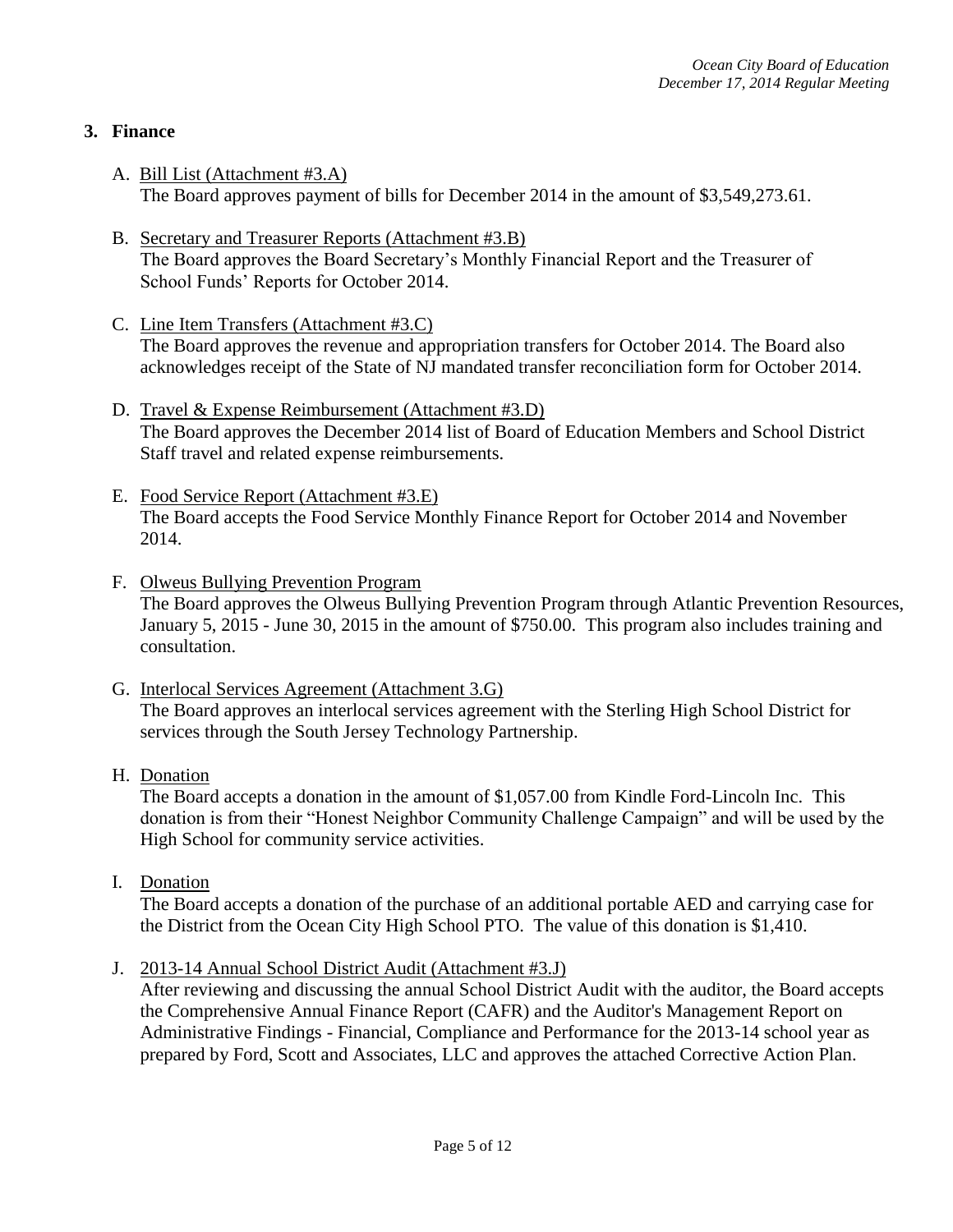## 3. Finance

A. Bill List (Attachment #3.A)
The Board approves payment of bills for December 2014 in the amount of $3,549,273.61.

B. Secretary and Treasurer Reports (Attachment #3.B)
The Board approves the Board Secretary's Monthly Financial Report and the Treasurer of School Funds' Reports for October 2014.

C. Line Item Transfers (Attachment #3.C)
The Board approves the revenue and appropriation transfers for October 2014. The Board also acknowledges receipt of the State of NJ mandated transfer reconciliation form for October 2014.

D. Travel & Expense Reimbursement (Attachment #3.D)
The Board approves the December 2014 list of Board of Education Members and School District Staff travel and related expense reimbursements.

E. Food Service Report (Attachment #3.E)
The Board accepts the Food Service Monthly Finance Report for October 2014 and November 2014.

F. Olweus Bullying Prevention Program
The Board approves the Olweus Bullying Prevention Program through Atlantic Prevention Resources, January 5, 2015 - June 30, 2015 in the amount of $750.00. This program also includes training and consultation.

G. Interlocal Services Agreement (Attachment 3.G)
The Board approves an interlocal services agreement with the Sterling High School District for services through the South Jersey Technology Partnership.

H. Donation
The Board accepts a donation in the amount of $1,057.00 from Kindle Ford-Lincoln Inc. This donation is from their "Honest Neighbor Community Challenge Campaign" and will be used by the High School for community service activities.

I. Donation
The Board accepts a donation of the purchase of an additional portable AED and carrying case for the District from the Ocean City High School PTO. The value of this donation is $1,410.

J. 2013-14 Annual School District Audit (Attachment #3.J)
After reviewing and discussing the annual School District Audit with the auditor, the Board accepts the Comprehensive Annual Finance Report (CAFR) and the Auditor's Management Report on Administrative Findings - Financial, Compliance and Performance for the 2013-14 school year as prepared by Ford, Scott and Associates, LLC and approves the attached Corrective Action Plan.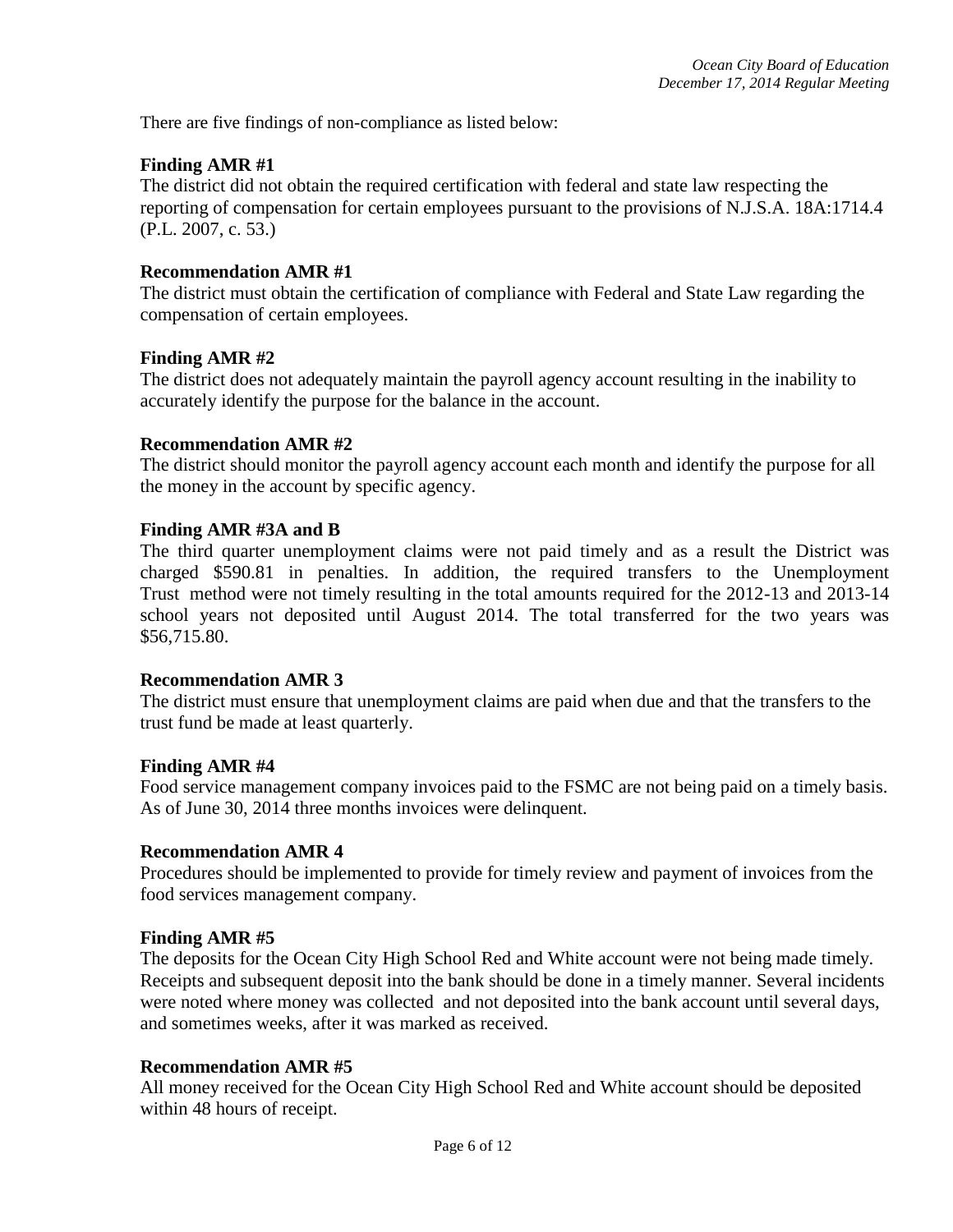There are five findings of non-compliance as listed below:

**Finding AMR #1**

The district did not obtain the required certification with federal and state law respecting the reporting of compensation for certain employees pursuant to the provisions of N.J.S.A. 18A:1714.4 (P.L. 2007, c. 53.)

**Recommendation AMR #1**

The district must obtain the certification of compliance with Federal and State Law regarding the compensation of certain employees.

**Finding AMR #2**

The district does not adequately maintain the payroll agency account resulting in the inability to accurately identify the purpose for the balance in the account.

**Recommendation AMR #2**

The district should monitor the payroll agency account each month and identify the purpose for all the money in the account by specific agency.

**Finding AMR #3A and B**

The third quarter unemployment claims were not paid timely and as a result the District was charged $590.81 in penalties. In addition, the required transfers to the Unemployment Trust method were not timely resulting in the total amounts required for the 2012-13 and 2013-14 school years not deposited until August 2014. The total transferred for the two years was $56,715.80.

**Recommendation AMR 3**

The district must ensure that unemployment claims are paid when due and that the transfers to the trust fund be made at least quarterly.

**Finding AMR #4**

Food service management company invoices paid to the FSMC are not being paid on a timely basis. As of June 30, 2014 three months invoices were delinquent.

**Recommendation AMR 4**

Procedures should be implemented to provide for timely review and payment of invoices from the food services management company.

**Finding AMR #5**

The deposits for the Ocean City High School Red and White account were not being made timely. Receipts and subsequent deposit into the bank should be done in a timely manner. Several incidents were noted where money was collected and not deposited into the bank account until several days, and sometimes weeks, after it was marked as received.

**Recommendation AMR #5**

All money received for the Ocean City High School Red and White account should be deposited within 48 hours of receipt.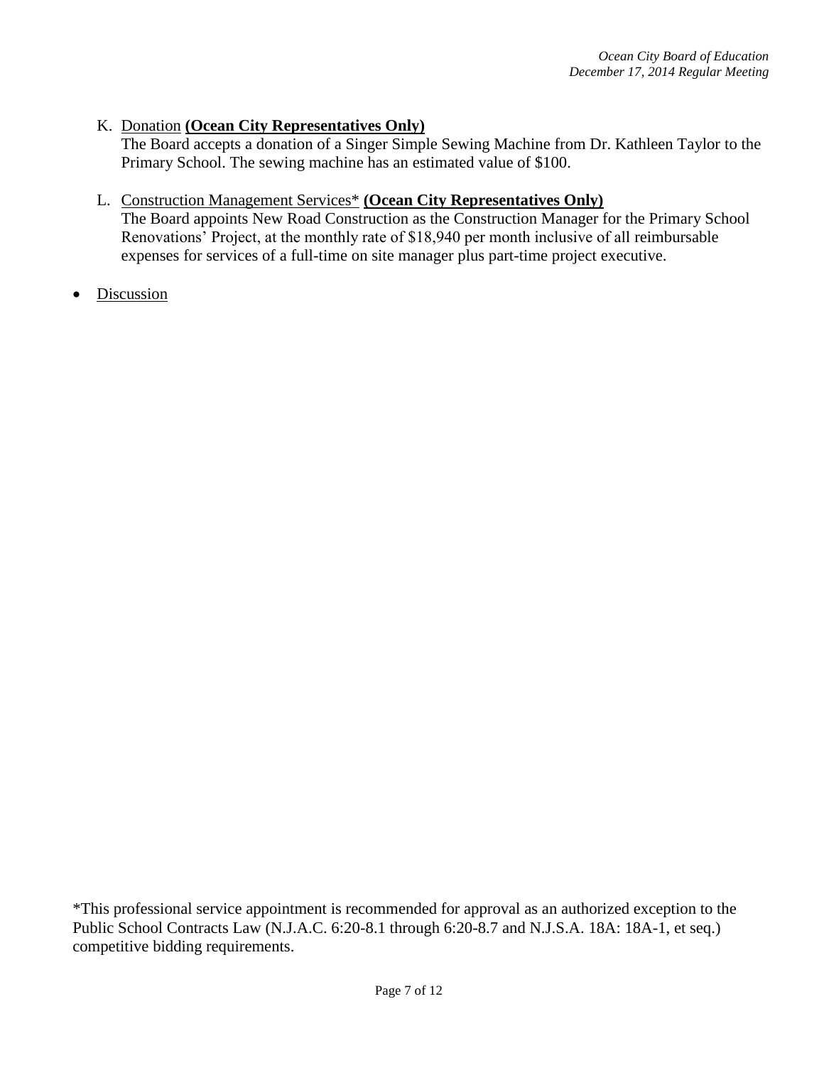K. Donation **(Ocean City Representatives Only)**
   The Board accepts a donation of a Singer Simple Sewing Machine from Dr. Kathleen Taylor to the Primary School. The sewing machine has an estimated value of $100.

L. Construction Management Services* **(Ocean City Representatives Only)**
   The Board appoints New Road Construction as the Construction Manager for the Primary School Renovations' Project, at the monthly rate of $18,940 per month inclusive of all reimbursable expenses for services of a full-time on site manager plus part-time project executive.

- Discussion

*This professional service appointment is recommended for approval as an authorized exception to the Public School Contracts Law (N.J.A.C. 6:20-8.1 through 6:20-8.7 and N.J.S.A. 18A: 18A-1, et seq.) competitive bidding requirements.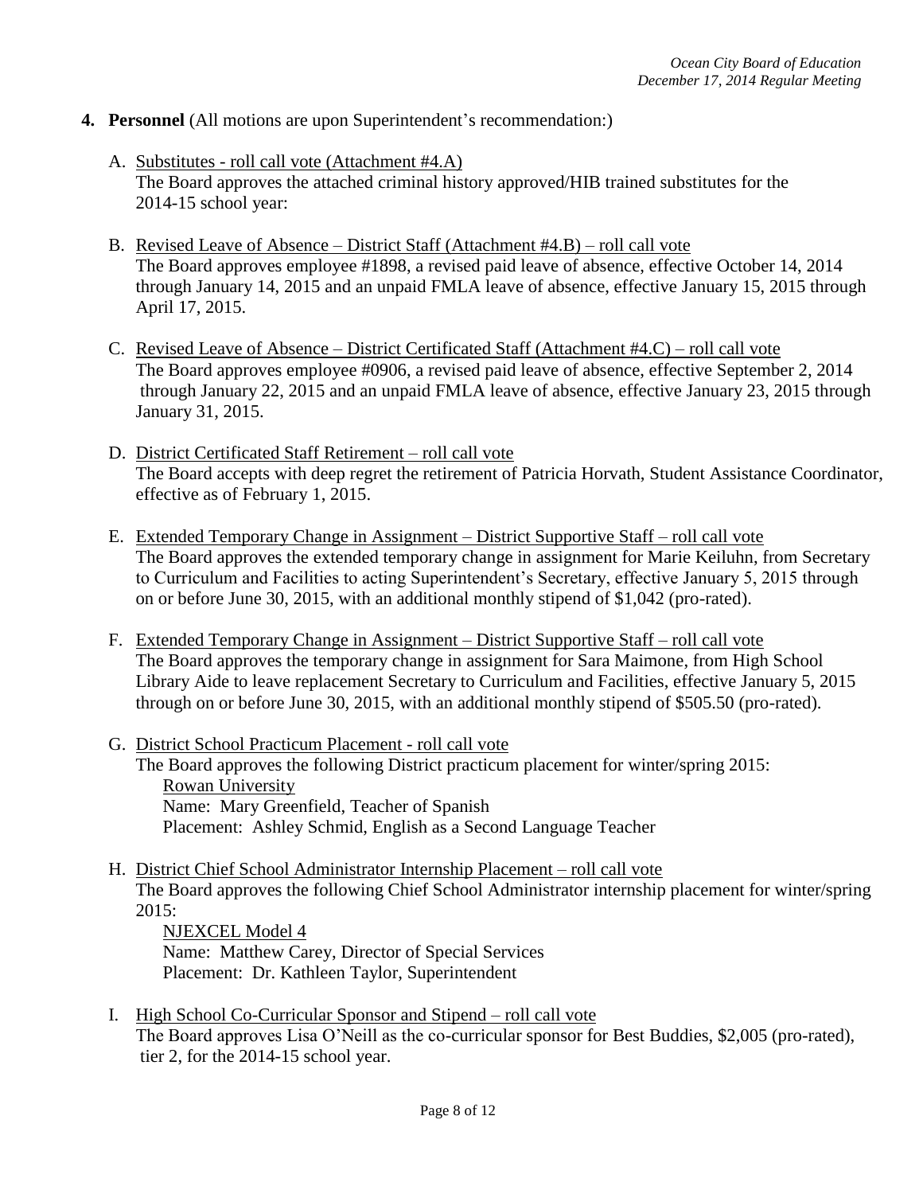4. **Personnel** (All motions are upon Superintendent's recommendation:)

   A. Substitutes - roll call vote (Attachment #4.A)
   The Board approves the attached criminal history approved/HIB trained substitutes for the 2014-15 school year:

   B. Revised Leave of Absence – District Staff (Attachment #4.B) – roll call vote
   The Board approves employee #1898, a revised paid leave of absence, effective October 14, 2014 through January 14, 2015 and an unpaid FMLA leave of absence, effective January 15, 2015 through April 17, 2015.

   C. Revised Leave of Absence – District Certificated Staff (Attachment #4.C) – roll call vote
   The Board approves employee #0906, a revised paid leave of absence, effective September 2, 2014 through January 22, 2015 and an unpaid FMLA leave of absence, effective January 23, 2015 through January 31, 2015.

   D. District Certificated Staff Retirement – roll call vote
   The Board accepts with deep regret the retirement of Patricia Horvath, Student Assistance Coordinator, effective as of February 1, 2015.

   E. Extended Temporary Change in Assignment – District Supportive Staff – roll call vote
   The Board approves the extended temporary change in assignment for Marie Keiluhn, from Secretary to Curriculum and Facilities to acting Superintendent's Secretary, effective January 5, 2015 through on or before June 30, 2015, with an additional monthly stipend of $1,042 (pro-rated).

   F. Extended Temporary Change in Assignment – District Supportive Staff – roll call vote
   The Board approves the temporary change in assignment for Sara Maimone, from High School Library Aide to leave replacement Secretary to Curriculum and Facilities, effective January 5, 2015 through on or before June 30, 2015, with an additional monthly stipend of $505.50 (pro-rated).

   G. District School Practicum Placement - roll call vote
   The Board approves the following District practicum placement for winter/spring 2015:
   Rowan University
   Name: Mary Greenfield, Teacher of Spanish
   Placement: Ashley Schmid, English as a Second Language Teacher

   H. District Chief School Administrator Internship Placement – roll call vote
   The Board approves the following Chief School Administrator internship placement for winter/spring 2015:
   NJEXCEL Model 4
   Name: Matthew Carey, Director of Special Services
   Placement: Dr. Kathleen Taylor, Superintendent

   I. High School Co-Curricular Sponsor and Stipend – roll call vote
   The Board approves Lisa O'Neill as the co-curricular sponsor for Best Buddies, $2,005 (pro-rated), tier 2, for the 2014-15 school year.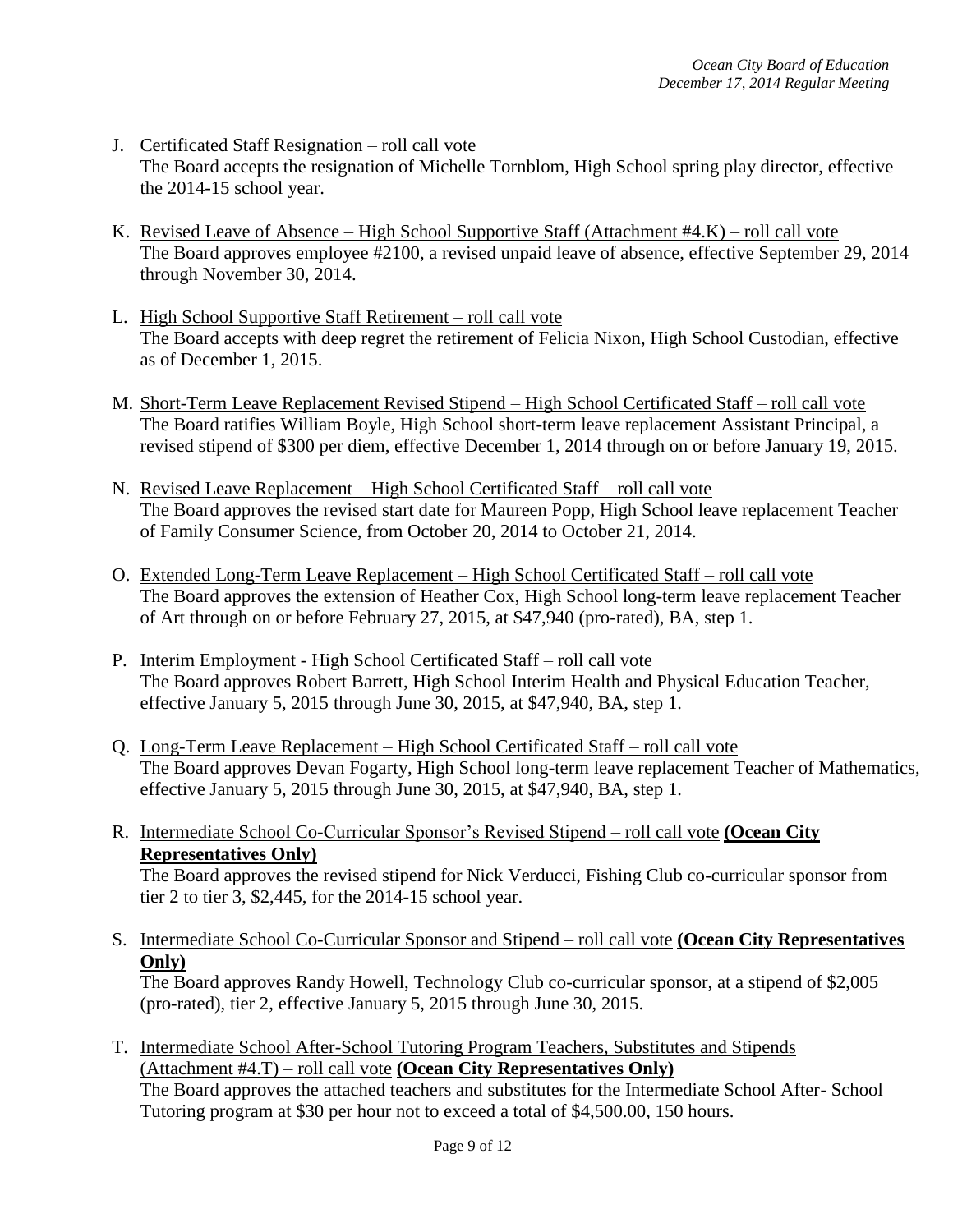J. Certificated Staff Resignation – roll call vote
   The Board accepts the resignation of Michelle Tornblom, High School spring play director, effective the 2014-15 school year.

K. Revised Leave of Absence – High School Supportive Staff (Attachment #4.K) – roll call vote
   The Board approves employee #2100, a revised unpaid leave of absence, effective September 29, 2014 through November 30, 2014.

L. High School Supportive Staff Retirement – roll call vote
   The Board accepts with deep regret the retirement of Felicia Nixon, High School Custodian, effective as of December 1, 2015.

M. Short-Term Leave Replacement Revised Stipend – High School Certificated Staff – roll call vote
   The Board ratifies William Boyle, High School short-term leave replacement Assistant Principal, a revised stipend of $300 per diem, effective December 1, 2014 through on or before January 19, 2015.

N. Revised Leave Replacement – High School Certificated Staff – roll call vote
   The Board approves the revised start date for Maureen Popp, High School leave replacement Teacher of Family Consumer Science, from October 20, 2014 to October 21, 2014.

O. Extended Long-Term Leave Replacement – High School Certificated Staff – roll call vote
   The Board approves the extension of Heather Cox, High School long-term leave replacement Teacher of Art through on or before February 27, 2015, at $47,940 (pro-rated), BA, step 1.

P. Interim Employment - High School Certificated Staff – roll call vote
   The Board approves Robert Barrett, High School Interim Health and Physical Education Teacher, effective January 5, 2015 through June 30, 2015, at $47,940, BA, step 1.

Q. Long-Term Leave Replacement – High School Certificated Staff – roll call vote
   The Board approves Devan Fogarty, High School long-term leave replacement Teacher of Mathematics, effective January 5, 2015 through June 30, 2015, at $47,940, BA, step 1.

R. Intermediate School Co-Curricular Sponsor's Revised Stipend – roll call vote **(Ocean City Representatives Only)**
   The Board approves the revised stipend for Nick Verducci, Fishing Club co-curricular sponsor from tier 2 to tier 3, $2,445, for the 2014-15 school year.

S. Intermediate School Co-Curricular Sponsor and Stipend – roll call vote **(Ocean City Representatives Only)**
   The Board approves Randy Howell, Technology Club co-curricular sponsor, at a stipend of $2,005 (pro-rated), tier 2, effective January 5, 2015 through June 30, 2015.

T. Intermediate School After-School Tutoring Program Teachers, Substitutes and Stipends (Attachment #4.T) – roll call vote **(Ocean City Representatives Only)**
   The Board approves the attached teachers and substitutes for the Intermediate School After- School Tutoring program at $30 per hour not to exceed a total of $4,500.00, 150 hours.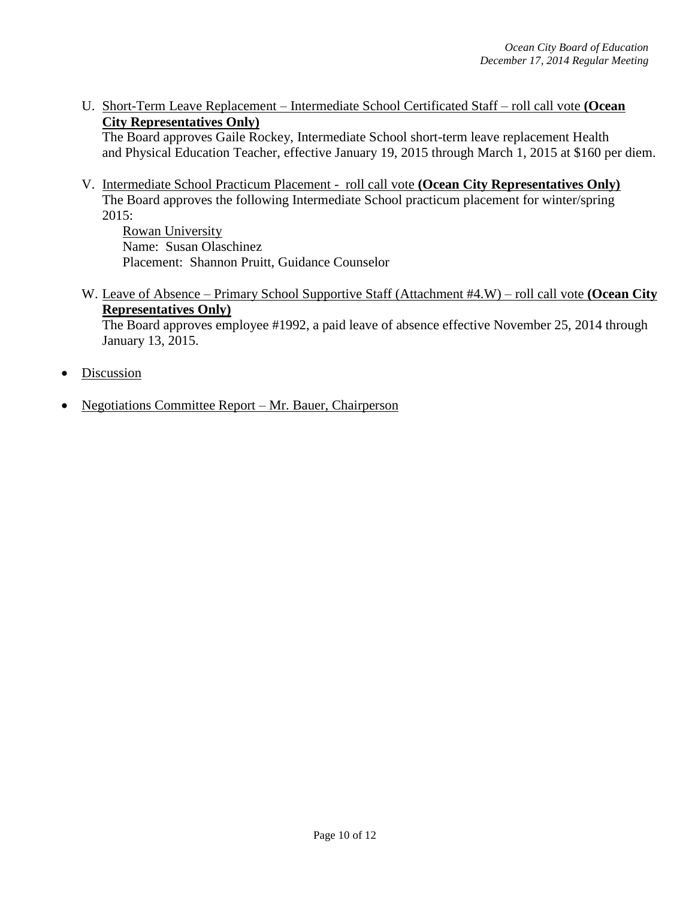U. <u>Short-Term Leave Replacement – Intermediate School Certificated Staff – roll call vote</u> **<u>(Ocean City Representatives Only)</u>**
The Board approves Gaile Rockey, Intermediate School short-term leave replacement Health and Physical Education Teacher, effective January 19, 2015 through March 1, 2015 at $160 per diem.

V. <u>Intermediate School Practicum Placement - roll call vote</u> **<u>(Ocean City Representatives Only)</u>**
The Board approves the following Intermediate School practicum placement for winter/spring 2015:

<u>Rowan University</u>
Name: Susan Olaschinez
Placement: Shannon Pruitt, Guidance Counselor

W. <u>Leave of Absence – Primary School Supportive Staff (Attachment #4.W) – roll call vote</u> **<u>(Ocean City Representatives Only)</u>**
The Board approves employee #1992, a paid leave of absence effective November 25, 2014 through January 13, 2015.

- <u>Discussion</u>
- <u>Negotiations Committee Report – Mr. Bauer, Chairperson</u>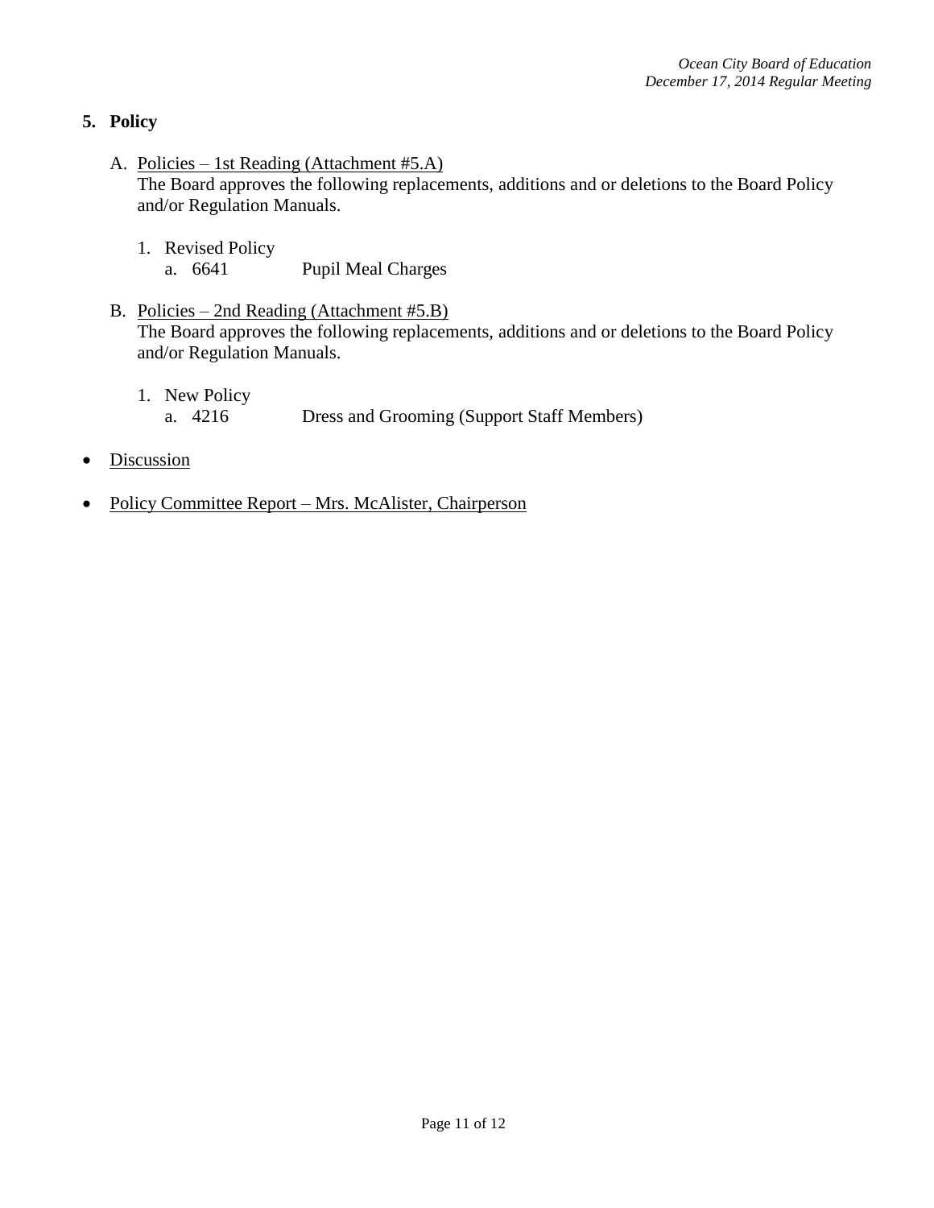## 5. Policy

A. Policies – 1st Reading (Attachment #5.A)
The Board approves the following replacements, additions and or deletions to the Board Policy and/or Regulation Manuals.

1. Revised Policy
   a. 6641 Pupil Meal Charges

B. Policies – 2nd Reading (Attachment #5.B)
The Board approves the following replacements, additions and or deletions to the Board Policy and/or Regulation Manuals.

1. New Policy
   a. 4216 Dress and Grooming (Support Staff Members)

- Discussion

- Policy Committee Report – Mrs. McAlister, Chairperson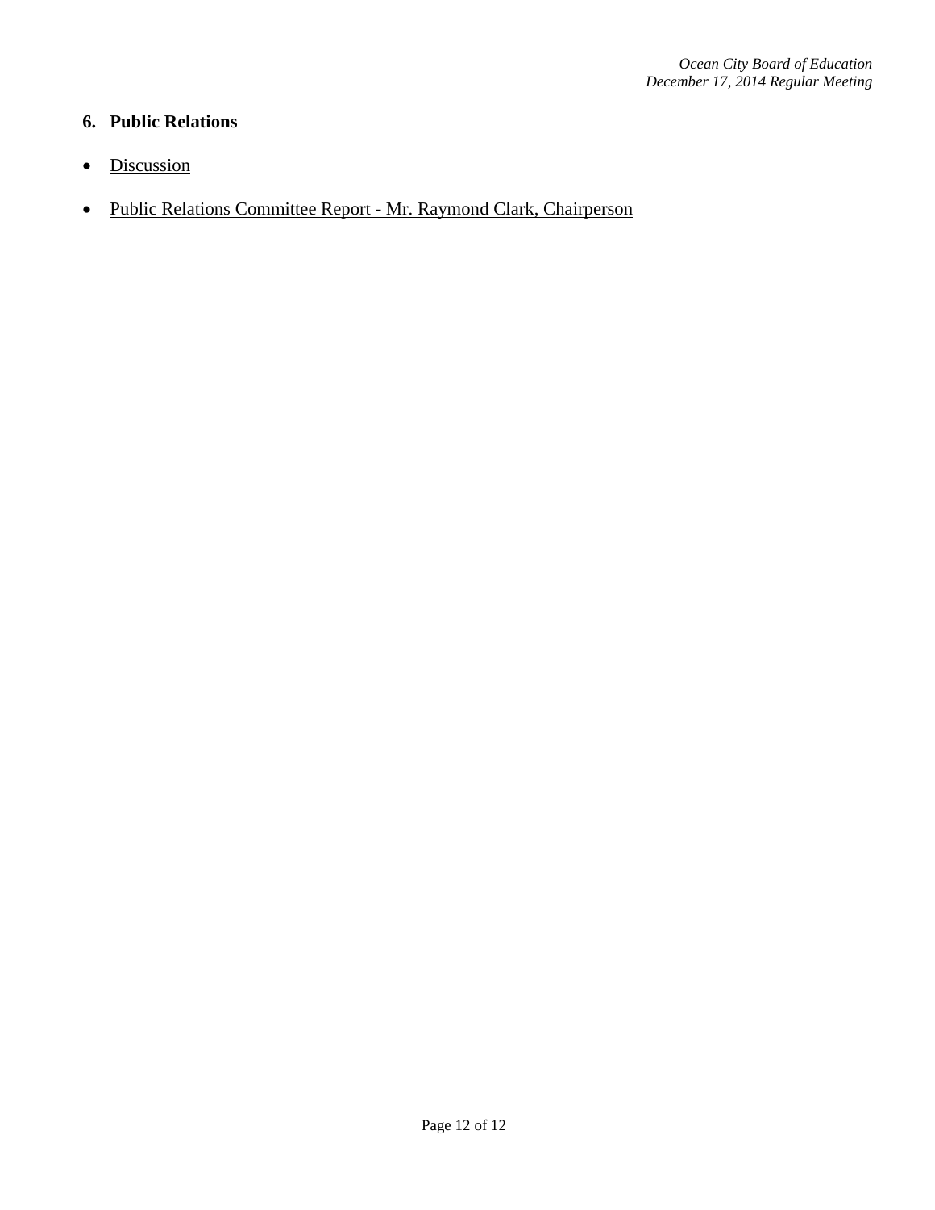## 6. Public Relations

- Discussion

- Public Relations Committee Report - Mr. Raymond Clark, Chairperson